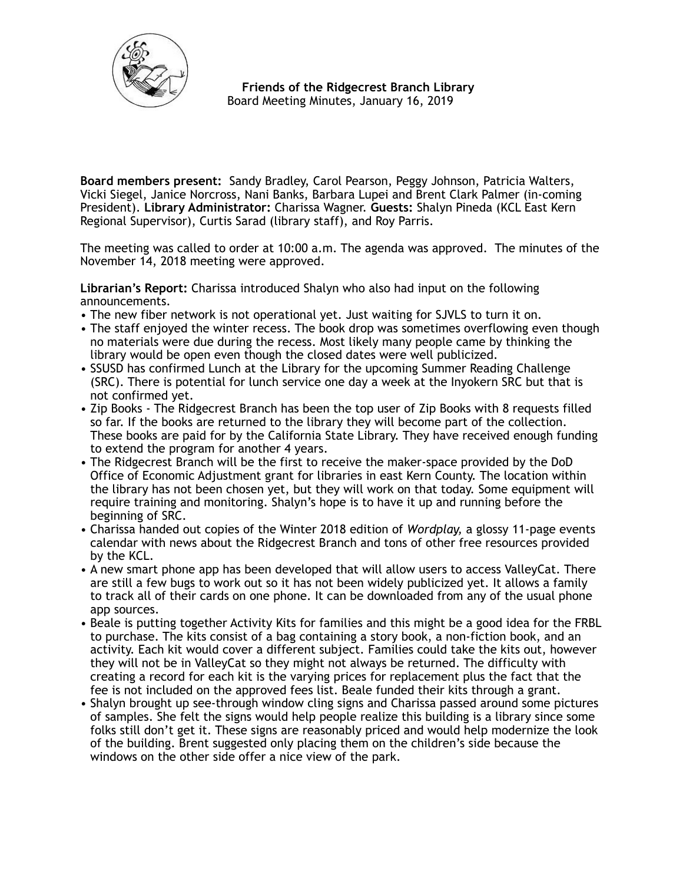**Friends of the Ridgecrest Branch Library**
Board Meeting Minutes, January 16, 2019

**Board members present:** Sandy Bradley, Carol Pearson, Peggy Johnson, Patricia Walters, Vicki Siegel, Janice Norcross, Nani Banks, Barbara Lupei and Brent Clark Palmer (in-coming President). **Library Administrator:** Charissa Wagner. **Guests:** Shalyn Pineda (KCL East Kern Regional Supervisor), Curtis Sarad (library staff), and Roy Parris.

The meeting was called to order at 10:00 a.m. The agenda was approved. The minutes of the November 14, 2018 meeting were approved.

**Librarian's Report:** Charissa introduced Shalyn who also had input on the following announcements.

- The new fiber network is not operational yet. Just waiting for SJVLS to turn it on.
- The staff enjoyed the winter recess. The book drop was sometimes overflowing even though no materials were due during the recess. Most likely many people came by thinking the library would be open even though the closed dates were well publicized.
- SSUSD has confirmed Lunch at the Library for the upcoming Summer Reading Challenge (SRC). There is potential for lunch service one day a week at the Inyokern SRC but that is not confirmed yet.
- Zip Books - The Ridgecrest Branch has been the top user of Zip Books with 8 requests filled so far. If the books are returned to the library they will become part of the collection. These books are paid for by the California State Library. They have received enough funding to extend the program for another 4 years.
- The Ridgecrest Branch will be the first to receive the maker-space provided by the DoD Office of Economic Adjustment grant for libraries in east Kern County. The location within the library has not been chosen yet, but they will work on that today. Some equipment will require training and monitoring. Shalyn's hope is to have it up and running before the beginning of SRC.
- Charissa handed out copies of the Winter 2018 edition of *Wordplay,* a glossy 11-page events calendar with news about the Ridgecrest Branch and tons of other free resources provided by the KCL.
- A new smart phone app has been developed that will allow users to access ValleyCat. There are still a few bugs to work out so it has not been widely publicized yet. It allows a family to track all of their cards on one phone. It can be downloaded from any of the usual phone app sources.
- Beale is putting together Activity Kits for families and this might be a good idea for the FRBL to purchase. The kits consist of a bag containing a story book, a non-fiction book, and an activity. Each kit would cover a different subject. Families could take the kits out, however they will not be in ValleyCat so they might not always be returned. The difficulty with creating a record for each kit is the varying prices for replacement plus the fact that the fee is not included on the approved fees list. Beale funded their kits through a grant.
- Shalyn brought up see-through window cling signs and Charissa passed around some pictures of samples. She felt the signs would help people realize this building is a library since some folks still don't get it. These signs are reasonably priced and would help modernize the look of the building. Brent suggested only placing them on the children's side because the windows on the other side offer a nice view of the park.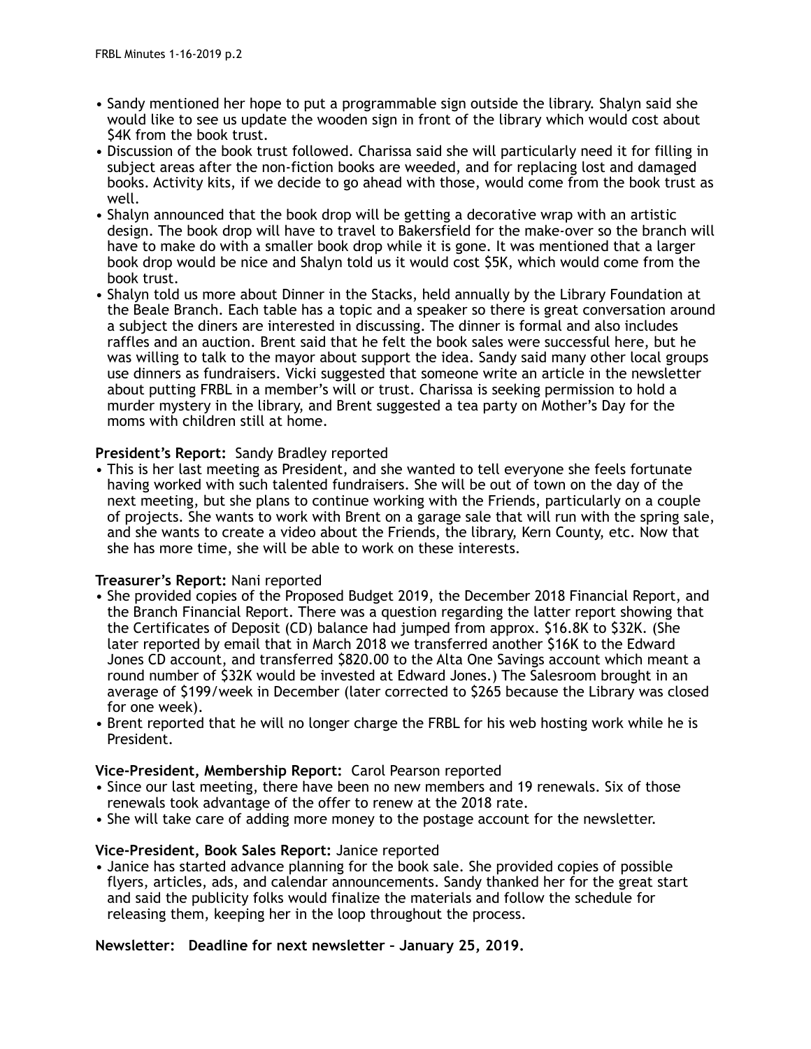- Sandy mentioned her hope to put a programmable sign outside the library. Shalyn said she would like to see us update the wooden sign in front of the library which would cost about $4K from the book trust.
- Discussion of the book trust followed. Charissa said she will particularly need it for filling in subject areas after the non-fiction books are weeded, and for replacing lost and damaged books. Activity kits, if we decide to go ahead with those, would come from the book trust as well.
- Shalyn announced that the book drop will be getting a decorative wrap with an artistic design. The book drop will have to travel to Bakersfield for the make-over so the branch will have to make do with a smaller book drop while it is gone. It was mentioned that a larger book drop would be nice and Shalyn told us it would cost $5K, which would come from the book trust.
- Shalyn told us more about Dinner in the Stacks, held annually by the Library Foundation at the Beale Branch. Each table has a topic and a speaker so there is great conversation around a subject the diners are interested in discussing. The dinner is formal and also includes raffles and an auction. Brent said that he felt the book sales were successful here, but he was willing to talk to the mayor about support the idea. Sandy said many other local groups use dinners as fundraisers. Vicki suggested that someone write an article in the newsletter about putting FRBL in a member's will or trust. Charissa is seeking permission to hold a murder mystery in the library, and Brent suggested a tea party on Mother's Day for the moms with children still at home.

**President's Report:** Sandy Bradley reported

- This is her last meeting as President, and she wanted to tell everyone she feels fortunate having worked with such talented fundraisers. She will be out of town on the day of the next meeting, but she plans to continue working with the Friends, particularly on a couple of projects. She wants to work with Brent on a garage sale that will run with the spring sale, and she wants to create a video about the Friends, the library, Kern County, etc. Now that she has more time, she will be able to work on these interests.

**Treasurer's Report:** Nani reported

- She provided copies of the Proposed Budget 2019, the December 2018 Financial Report, and the Branch Financial Report. There was a question regarding the latter report showing that the Certificates of Deposit (CD) balance had jumped from approx. $16.8K to $32K. (She later reported by email that in March 2018 we transferred another $16K to the Edward Jones CD account, and transferred $820.00 to the Alta One Savings account which meant a round number of $32K would be invested at Edward Jones.) The Salesroom brought in an average of $199/week in December (later corrected to $265 because the Library was closed for one week).
- Brent reported that he will no longer charge the FRBL for his web hosting work while he is President.

**Vice-President, Membership Report:** Carol Pearson reported

- Since our last meeting, there have been no new members and 19 renewals. Six of those renewals took advantage of the offer to renew at the 2018 rate.
- She will take care of adding more money to the postage account for the newsletter.

**Vice-President, Book Sales Report:** Janice reported

- Janice has started advance planning for the book sale. She provided copies of possible flyers, articles, ads, and calendar announcements. Sandy thanked her for the great start and said the publicity folks would finalize the materials and follow the schedule for releasing them, keeping her in the loop throughout the process.

**Newsletter: Deadline for next newsletter – January 25, 2019.**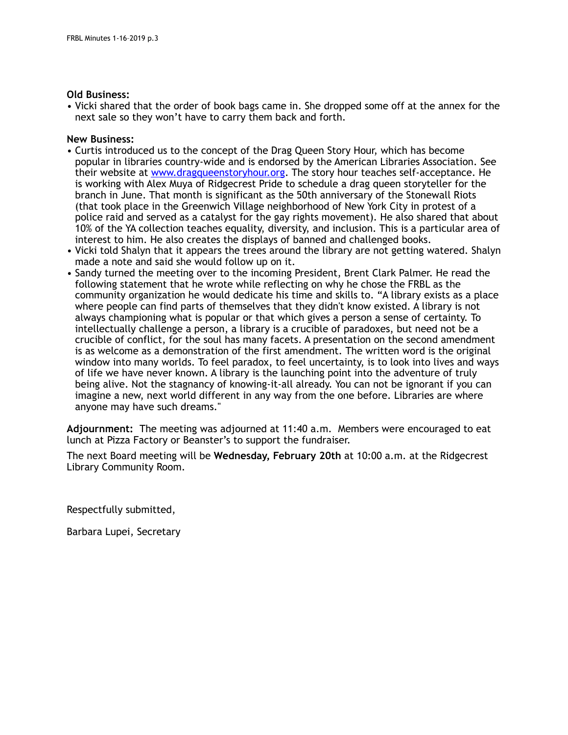**Old Business:**

- Vicki shared that the order of book bags came in. She dropped some off at the annex for the next sale so they won't have to carry them back and forth.

**New Business:**

- Curtis introduced us to the concept of the Drag Queen Story Hour, which has become popular in libraries country-wide and is endorsed by the American Libraries Association. See their website at www.dragqueenstoryhour.org. The story hour teaches self-acceptance. He is working with Alex Muya of Ridgecrest Pride to schedule a drag queen storyteller for the branch in June. That month is significant as the 50th anniversary of the Stonewall Riots (that took place in the Greenwich Village neighborhood of New York City in protest of a police raid and served as a catalyst for the gay rights movement). He also shared that about 10% of the YA collection teaches equality, diversity, and inclusion. This is a particular area of interest to him. He also creates the displays of banned and challenged books.
- Vicki told Shalyn that it appears the trees around the library are not getting watered. Shalyn made a note and said she would follow up on it.
- Sandy turned the meeting over to the incoming President, Brent Clark Palmer. He read the following statement that he wrote while reflecting on why he chose the FRBL as the community organization he would dedicate his time and skills to. "A library exists as a place where people can find parts of themselves that they didn't know existed. A library is not always championing what is popular or that which gives a person a sense of certainty. To intellectually challenge a person, a library is a crucible of paradoxes, but need not be a crucible of conflict, for the soul has many facets. A presentation on the second amendment is as welcome as a demonstration of the first amendment. The written word is the original window into many worlds. To feel paradox, to feel uncertainty, is to look into lives and ways of life we have never known. A library is the launching point into the adventure of truly being alive. Not the stagnancy of knowing-it-all already. You can not be ignorant if you can imagine a new, next world different in any way from the one before. Libraries are where anyone may have such dreams."

**Adjournment:** The meeting was adjourned at 11:40 a.m. Members were encouraged to eat lunch at Pizza Factory or Beanster's to support the fundraiser.

The next Board meeting will be **Wednesday, February 20th** at 10:00 a.m. at the Ridgecrest Library Community Room.

Respectfully submitted,

Barbara Lupei, Secretary